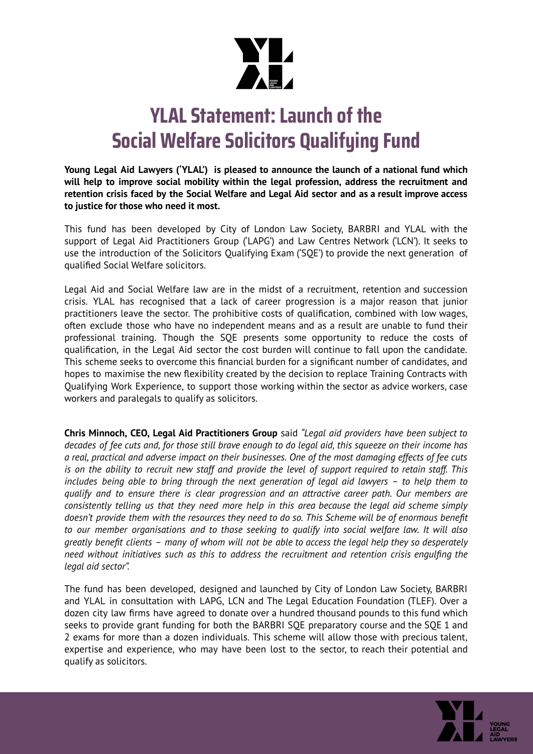# YLAL Statement: Launch of the Social Welfare Solicitors Qualifying Fund

**Young Legal Aid Lawyers ('YLAL') is pleased to announce the launch of a national fund which will help to improve social mobility within the legal profession, address the recruitment and retention crisis faced by the Social Welfare and Legal Aid sector and as a result improve access to justice for those who need it most.**

This fund has been developed by City of London Law Society, BARBRI and YLAL with the support of Legal Aid Practitioners Group ('LAPG') and Law Centres Network ('LCN'). It seeks to use the introduction of the Solicitors Qualifying Exam ('SQE') to provide the next generation of qualified Social Welfare solicitors.

Legal Aid and Social Welfare law are in the midst of a recruitment, retention and succession crisis. YLAL has recognised that a lack of career progression is a major reason that junior practitioners leave the sector. The prohibitive costs of qualification, combined with low wages, often exclude those who have no independent means and as a result are unable to fund their professional training. Though the SQE presents some opportunity to reduce the costs of qualification, in the Legal Aid sector the cost burden will continue to fall upon the candidate. This scheme seeks to overcome this financial burden for a significant number of candidates, and hopes to maximise the new flexibility created by the decision to replace Training Contracts with Qualifying Work Experience, to support those working within the sector as advice workers, case workers and paralegals to qualify as solicitors.

**Chris Minnoch, CEO, Legal Aid Practitioners Group** said *"Legal aid providers have been subject to decades of fee cuts and, for those still brave enough to do legal aid, this squeeze on their income has a real, practical and adverse impact on their businesses. One of the most damaging effects of fee cuts is on the ability to recruit new staff and provide the level of support required to retain staff. This includes being able to bring through the next generation of legal aid lawyers – to help them to qualify and to ensure there is clear progression and an attractive career path. Our members are consistently telling us that they need more help in this area because the legal aid scheme simply doesn't provide them with the resources they need to do so. This Scheme will be of enormous benefit to our member organisations and to those seeking to qualify into social welfare law. It will also greatly benefit clients – many of whom will not be able to access the legal help they so desperately need without initiatives such as this to address the recruitment and retention crisis engulfing the legal aid sector".*

The fund has been developed, designed and launched by City of London Law Society, BARBRI and YLAL in consultation with LAPG, LCN and The Legal Education Foundation (TLEF). Over a dozen city law firms have agreed to donate over a hundred thousand pounds to this fund which seeks to provide grant funding for both the BARBRI SQE preparatory course and the SQE 1 and 2 exams for more than a dozen individuals. This scheme will allow those with precious talent, expertise and experience, who may have been lost to the sector, to reach their potential and qualify as solicitors.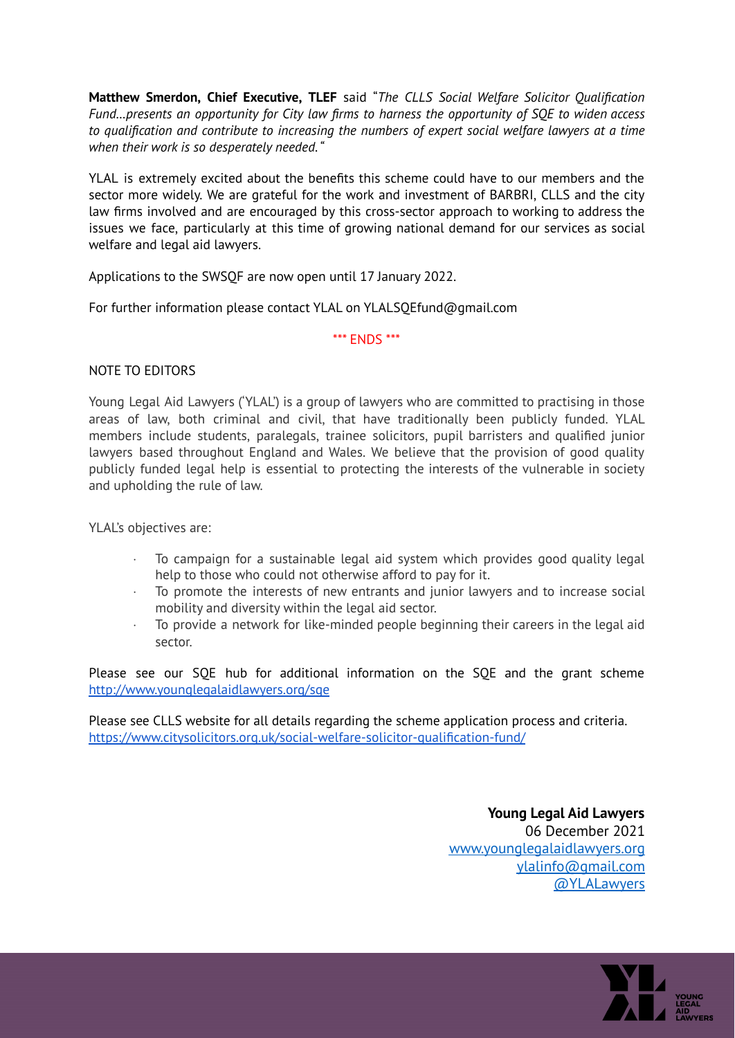**Matthew Smerdon, Chief Executive, TLEF** said "*The CLLS Social Welfare Solicitor Qualification Fund…presents an opportunity for City law firms to harness the opportunity of SQE to widen access to qualification and contribute to increasing the numbers of expert social welfare lawyers at a time when their work is so desperately needed.*"

YLAL is extremely excited about the benefits this scheme could have to our members and the sector more widely. We are grateful for the work and investment of BARBRI, CLLS and the city law firms involved and are encouraged by this cross-sector approach to working to address the issues we face, particularly at this time of growing national demand for our services as social welfare and legal aid lawyers.

Applications to the SWSQF are now open until 17 January 2022.

For further information please contact YLAL on YLALSQEfund@gmail.com

*** ENDS ***

NOTE TO EDITORS

Young Legal Aid Lawyers ('YLAL') is a group of lawyers who are committed to practising in those areas of law, both criminal and civil, that have traditionally been publicly funded. YLAL members include students, paralegals, trainee solicitors, pupil barristers and qualified junior lawyers based throughout England and Wales. We believe that the provision of good quality publicly funded legal help is essential to protecting the interests of the vulnerable in society and upholding the rule of law.

YLAL's objectives are:

- To campaign for a sustainable legal aid system which provides good quality legal help to those who could not otherwise afford to pay for it.
- To promote the interests of new entrants and junior lawyers and to increase social mobility and diversity within the legal aid sector.
- To provide a network for like-minded people beginning their careers in the legal aid sector.

Please see our SQE hub for additional information on the SQE and the grant scheme http://www.younglegalaidlawyers.org/sqe

Please see CLLS website for all details regarding the scheme application process and criteria. https://www.citysolicitors.org.uk/social-welfare-solicitor-qualification-fund/

**Young Legal Aid Lawyers**
06 December 2021
www.younglegalaidlawyers.org
ylalinfo@gmail.com
@YLALawyers